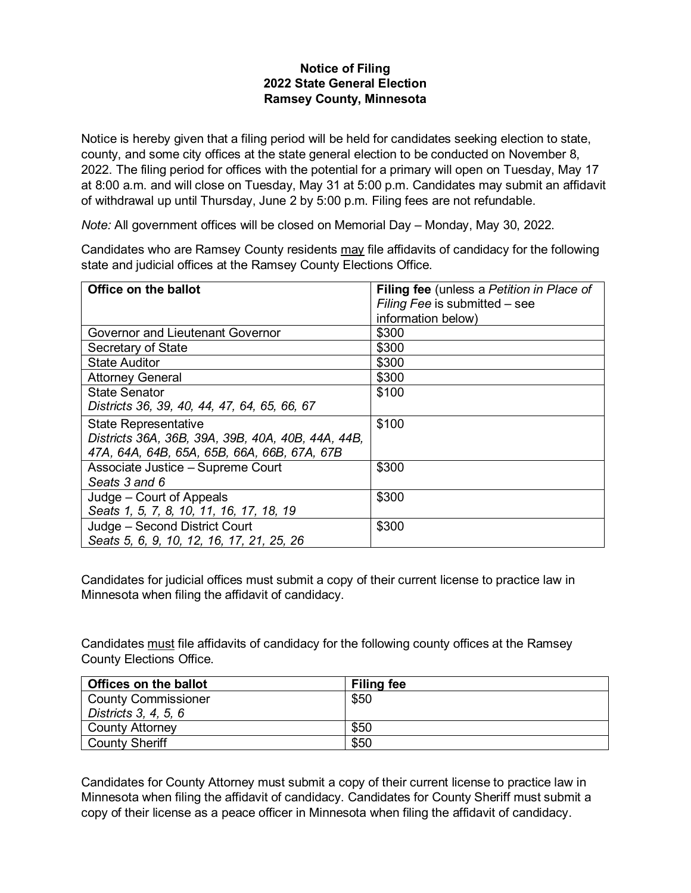**Notice of Filing**
**2022 State General Election**
**Ramsey County, Minnesota**

Notice is hereby given that a filing period will be held for candidates seeking election to state, county, and some city offices at the state general election to be conducted on November 8, 2022. The filing period for offices with the potential for a primary will open on Tuesday, May 17 at 8:00 a.m. and will close on Tuesday, May 31 at 5:00 p.m. Candidates may submit an affidavit of withdrawal up until Thursday, June 2 by 5:00 p.m. Filing fees are not refundable.

*Note:* All government offices will be closed on Memorial Day – Monday, May 30, 2022.

Candidates who are Ramsey County residents may file affidavits of candidacy for the following state and judicial offices at the Ramsey County Elections Office.

| **Office on the ballot** | **Filing fee** (unless a *Petition in Place of Filing Fee* is submitted – see information below) |
| --- | --- |
| Governor and Lieutenant Governor | $300 |
| Secretary of State | $300 |
| State Auditor | $300 |
| Attorney General | $300 |
| State Senator<br>*Districts 36, 39, 40, 44, 47, 64, 65, 66, 67* | $100 |
| State Representative<br>*Districts 36A, 36B, 39A, 39B, 40A, 40B, 44A, 44B, 47A, 64A, 64B, 65A, 65B, 66A, 66B, 67A, 67B* | $100 |
| Associate Justice – Supreme Court<br>*Seats 3 and 6* | $300 |
| Judge – Court of Appeals<br>*Seats 1, 5, 7, 8, 10, 11, 16, 17, 18, 19* | $300 |
| Judge – Second District Court<br>*Seats 5, 6, 9, 10, 12, 16, 17, 21, 25, 26* | $300 |

Candidates for judicial offices must submit a copy of their current license to practice law in Minnesota when filing the affidavit of candidacy.

Candidates must file affidavits of candidacy for the following county offices at the Ramsey County Elections Office.

| **Offices on the ballot** | **Filing fee** |
| --- | --- |
| County Commissioner<br>*Districts 3, 4, 5, 6* | $50 |
| County Attorney | $50 |
| County Sheriff | $50 |

Candidates for County Attorney must submit a copy of their current license to practice law in Minnesota when filing the affidavit of candidacy. Candidates for County Sheriff must submit a copy of their license as a peace officer in Minnesota when filing the affidavit of candidacy.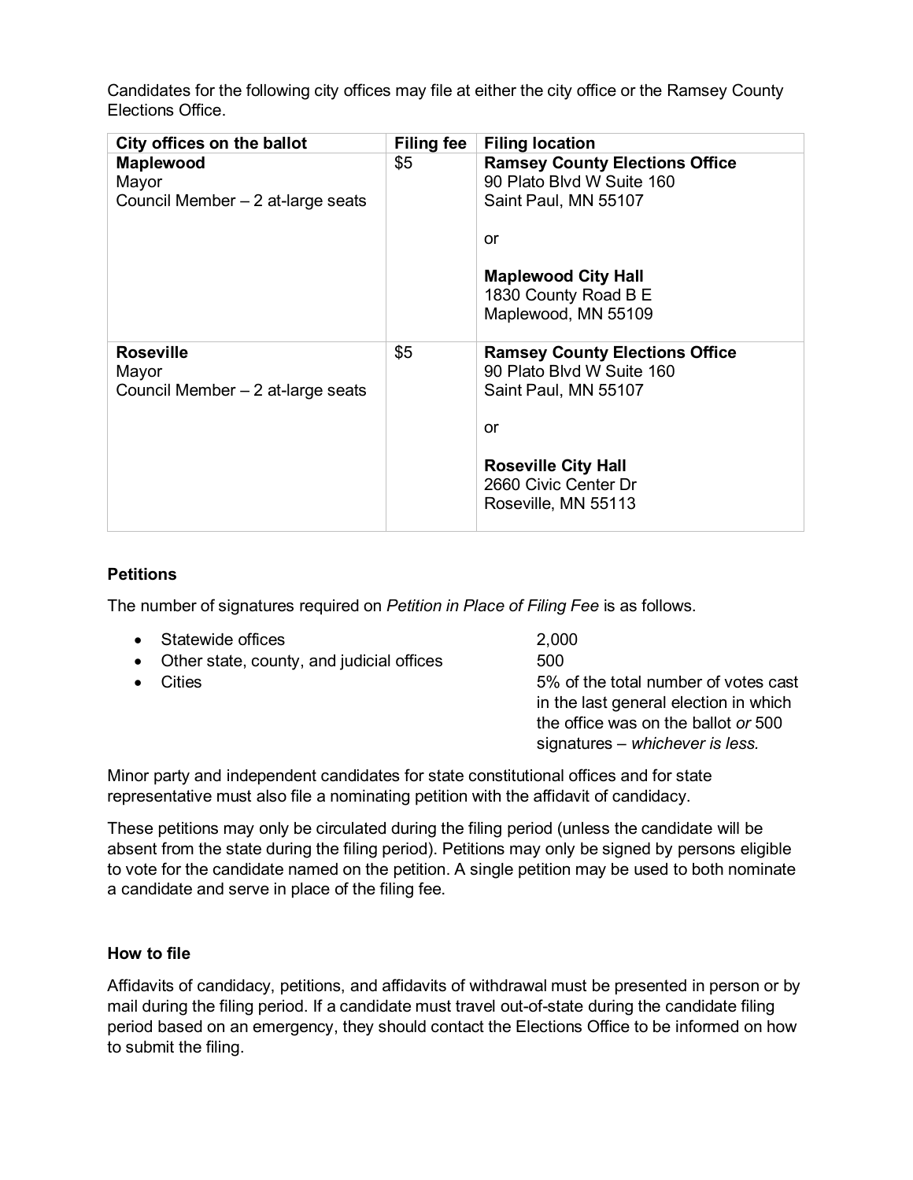Candidates for the following city offices may file at either the city office or the Ramsey County Elections Office.

| City offices on the ballot | Filing fee | Filing location |
| --- | --- | --- |
| **Maplewood**<br>Mayor<br>Council Member – 2 at-large seats | $5 | **Ramsey County Elections Office**<br>90 Plato Blvd W Suite 160<br>Saint Paul, MN 55107<br><br>or<br><br>**Maplewood City Hall**<br>1830 County Road B E<br>Maplewood, MN 55109 |
| **Roseville**<br>Mayor<br>Council Member – 2 at-large seats | $5 | **Ramsey County Elections Office**<br>90 Plato Blvd W Suite 160<br>Saint Paul, MN 55107<br><br>or<br><br>**Roseville City Hall**<br>2660 Civic Center Dr<br>Roseville, MN 55113 |

### Petitions

The number of signatures required on *Petition in Place of Filing Fee* is as follows.

- Statewide offices — 2,000
- Other state, county, and judicial offices — 500
- Cities — 5% of the total number of votes cast in the last general election in which the office was on the ballot *or* 500 signatures – *whichever is less.*

Minor party and independent candidates for state constitutional offices and for state representative must also file a nominating petition with the affidavit of candidacy.

These petitions may only be circulated during the filing period (unless the candidate will be absent from the state during the filing period). Petitions may only be signed by persons eligible to vote for the candidate named on the petition. A single petition may be used to both nominate a candidate and serve in place of the filing fee.

### How to file

Affidavits of candidacy, petitions, and affidavits of withdrawal must be presented in person or by mail during the filing period. If a candidate must travel out-of-state during the candidate filing period based on an emergency, they should contact the Elections Office to be informed on how to submit the filing.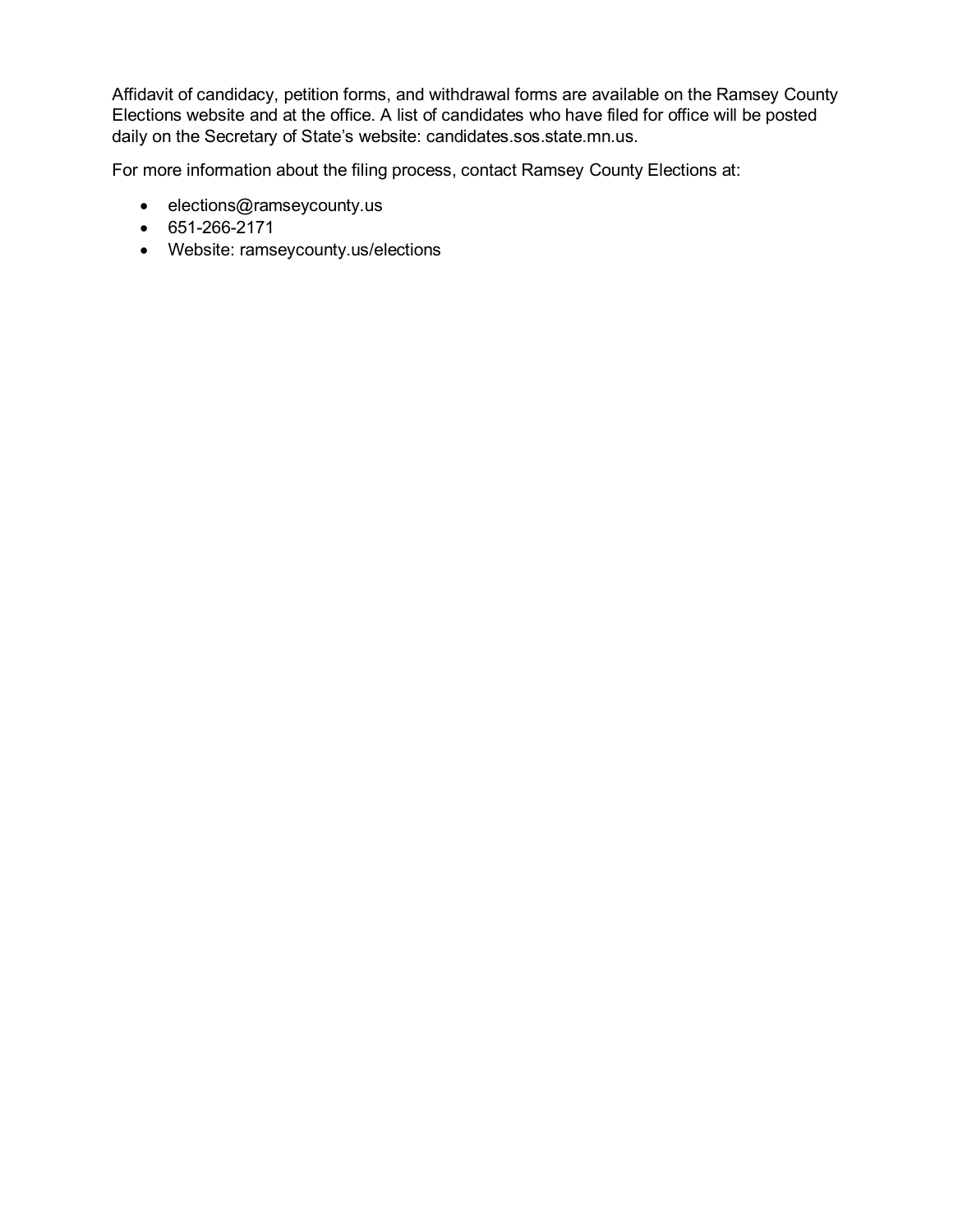Affidavit of candidacy, petition forms, and withdrawal forms are available on the Ramsey County Elections website and at the office. A list of candidates who have filed for office will be posted daily on the Secretary of State's website: candidates.sos.state.mn.us.

For more information about the filing process, contact Ramsey County Elections at:

- elections@ramseycounty.us
- 651-266-2171
- Website: ramseycounty.us/elections